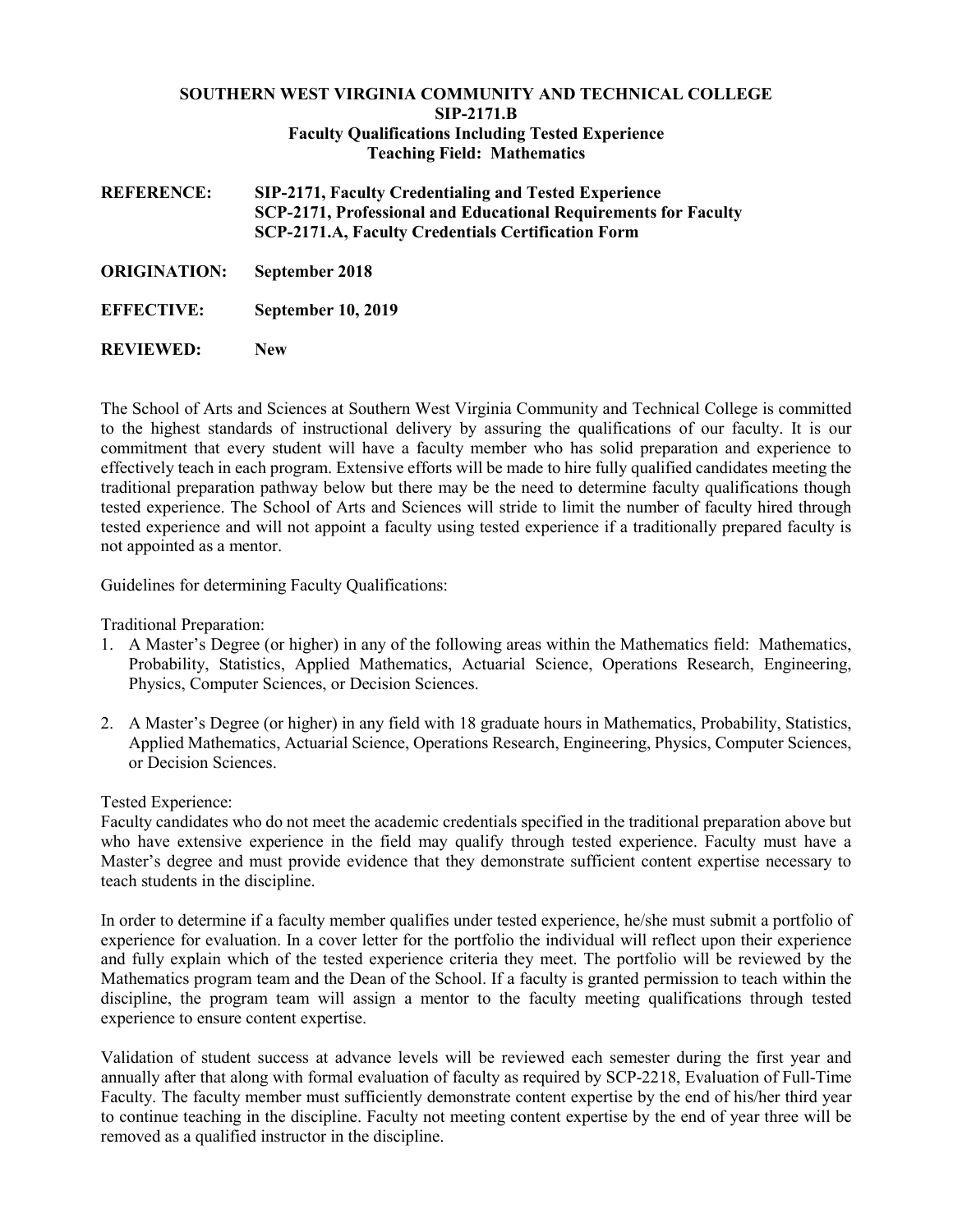**SOUTHERN WEST VIRGINIA COMMUNITY AND TECHNICAL COLLEGE**
**SIP-2171.B**
**Faculty Qualifications Including Tested Experience**
**Teaching Field: Mathematics**

**REFERENCE:** **SIP-2171, Faculty Credentialing and Tested Experience**
**SCP-2171, Professional and Educational Requirements for Faculty**
**SCP-2171.A, Faculty Credentials Certification Form**

**ORIGINATION:** **September 2018**

**EFFECTIVE:** **September 10, 2019**

**REVIEWED:** **New**

The School of Arts and Sciences at Southern West Virginia Community and Technical College is committed to the highest standards of instructional delivery by assuring the qualifications of our faculty. It is our commitment that every student will have a faculty member who has solid preparation and experience to effectively teach in each program. Extensive efforts will be made to hire fully qualified candidates meeting the traditional preparation pathway below but there may be the need to determine faculty qualifications though tested experience. The School of Arts and Sciences will stride to limit the number of faculty hired through tested experience and will not appoint a faculty using tested experience if a traditionally prepared faculty is not appointed as a mentor.

Guidelines for determining Faculty Qualifications:

Traditional Preparation:

1. A Master's Degree (or higher) in any of the following areas within the Mathematics field: Mathematics, Probability, Statistics, Applied Mathematics, Actuarial Science, Operations Research, Engineering, Physics, Computer Sciences, or Decision Sciences.

2. A Master's Degree (or higher) in any field with 18 graduate hours in Mathematics, Probability, Statistics, Applied Mathematics, Actuarial Science, Operations Research, Engineering, Physics, Computer Sciences, or Decision Sciences.

Tested Experience:
Faculty candidates who do not meet the academic credentials specified in the traditional preparation above but who have extensive experience in the field may qualify through tested experience. Faculty must have a Master's degree and must provide evidence that they demonstrate sufficient content expertise necessary to teach students in the discipline.

In order to determine if a faculty member qualifies under tested experience, he/she must submit a portfolio of experience for evaluation. In a cover letter for the portfolio the individual will reflect upon their experience and fully explain which of the tested experience criteria they meet. The portfolio will be reviewed by the Mathematics program team and the Dean of the School. If a faculty is granted permission to teach within the discipline, the program team will assign a mentor to the faculty meeting qualifications through tested experience to ensure content expertise.

Validation of student success at advance levels will be reviewed each semester during the first year and annually after that along with formal evaluation of faculty as required by SCP-2218, Evaluation of Full-Time Faculty. The faculty member must sufficiently demonstrate content expertise by the end of his/her third year to continue teaching in the discipline. Faculty not meeting content expertise by the end of year three will be removed as a qualified instructor in the discipline.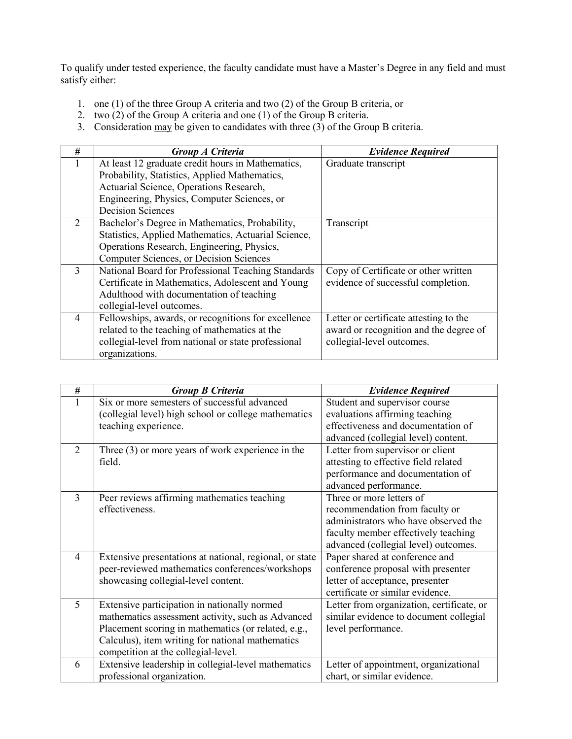To qualify under tested experience, the faculty candidate must have a Master's Degree in any field and must satisfy either:

1. one (1) of the three Group A criteria and two (2) of the Group B criteria, or
2. two (2) of the Group A criteria and one (1) of the Group B criteria.
3. Consideration may be given to candidates with three (3) of the Group B criteria.

| # | *Group A Criteria* | *Evidence Required* |
|---|---|---|
| 1 | At least 12 graduate credit hours in Mathematics, Probability, Statistics, Applied Mathematics, Actuarial Science, Operations Research, Engineering, Physics, Computer Sciences, or Decision Sciences | Graduate transcript |
| 2 | Bachelor's Degree in Mathematics, Probability, Statistics, Applied Mathematics, Actuarial Science, Operations Research, Engineering, Physics, Computer Sciences, or Decision Sciences | Transcript |
| 3 | National Board for Professional Teaching Standards Certificate in Mathematics, Adolescent and Young Adulthood with documentation of teaching collegial-level outcomes. | Copy of Certificate or other written evidence of successful completion. |
| 4 | Fellowships, awards, or recognitions for excellence related to the teaching of mathematics at the collegial-level from national or state professional organizations. | Letter or certificate attesting to the award or recognition and the degree of collegial-level outcomes. |

| # | *Group B Criteria* | *Evidence Required* |
|---|---|---|
| 1 | Six or more semesters of successful advanced (collegial level) high school or college mathematics teaching experience. | Student and supervisor course evaluations affirming teaching effectiveness and documentation of advanced (collegial level) content. |
| 2 | Three (3) or more years of work experience in the field. | Letter from supervisor or client attesting to effective field related performance and documentation of advanced performance. |
| 3 | Peer reviews affirming mathematics teaching effectiveness. | Three or more letters of recommendation from faculty or administrators who have observed the faculty member effectively teaching advanced (collegial level) outcomes. |
| 4 | Extensive presentations at national, regional, or state peer-reviewed mathematics conferences/workshops showcasing collegial-level content. | Paper shared at conference and conference proposal with presenter letter of acceptance, presenter certificate or similar evidence. |
| 5 | Extensive participation in nationally normed mathematics assessment activity, such as Advanced Placement scoring in mathematics (or related, e.g., Calculus), item writing for national mathematics competition at the collegial-level. | Letter from organization, certificate, or similar evidence to document collegial level performance. |
| 6 | Extensive leadership in collegial-level mathematics professional organization. | Letter of appointment, organizational chart, or similar evidence. |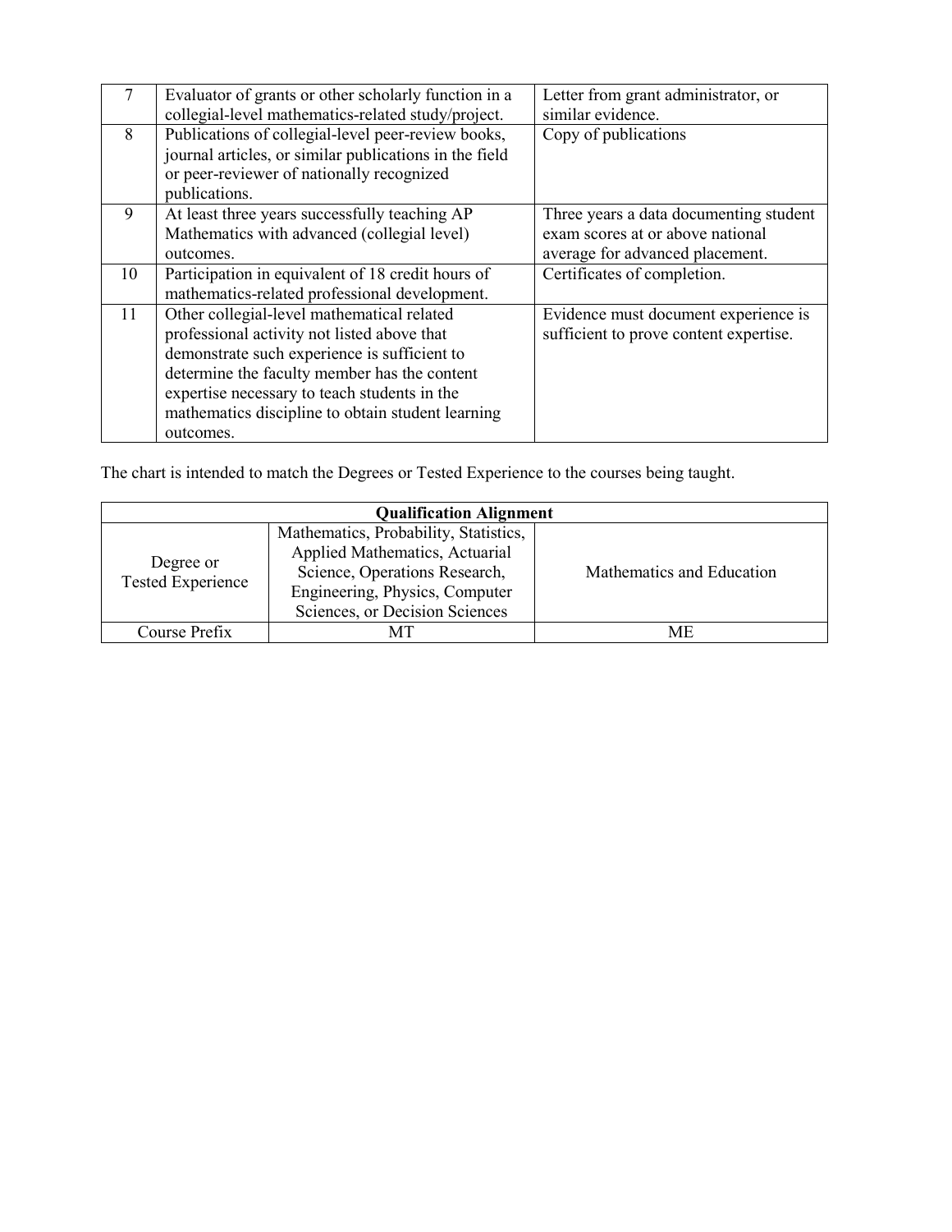| | | |
|---|---|---|
| 7 | Evaluator of grants or other scholarly function in a collegial-level mathematics-related study/project. | Letter from grant administrator, or similar evidence. |
| 8 | Publications of collegial-level peer-review books, journal articles, or similar publications in the field or peer-reviewer of nationally recognized publications. | Copy of publications |
| 9 | At least three years successfully teaching AP Mathematics with advanced (collegial level) outcomes. | Three years a data documenting student exam scores at or above national average for advanced placement. |
| 10 | Participation in equivalent of 18 credit hours of mathematics-related professional development. | Certificates of completion. |
| 11 | Other collegial-level mathematical related professional activity not listed above that demonstrate such experience is sufficient to determine the faculty member has the content expertise necessary to teach students in the mathematics discipline to obtain student learning outcomes. | Evidence must document experience is sufficient to prove content expertise. |

The chart is intended to match the Degrees or Tested Experience to the courses being taught.

| **Qualification Alignment** | | |
|---|---|---|
| Degree or Tested Experience | Mathematics, Probability, Statistics, Applied Mathematics, Actuarial Science, Operations Research, Engineering, Physics, Computer Sciences, or Decision Sciences | Mathematics and Education |
| Course Prefix | MT | ME |